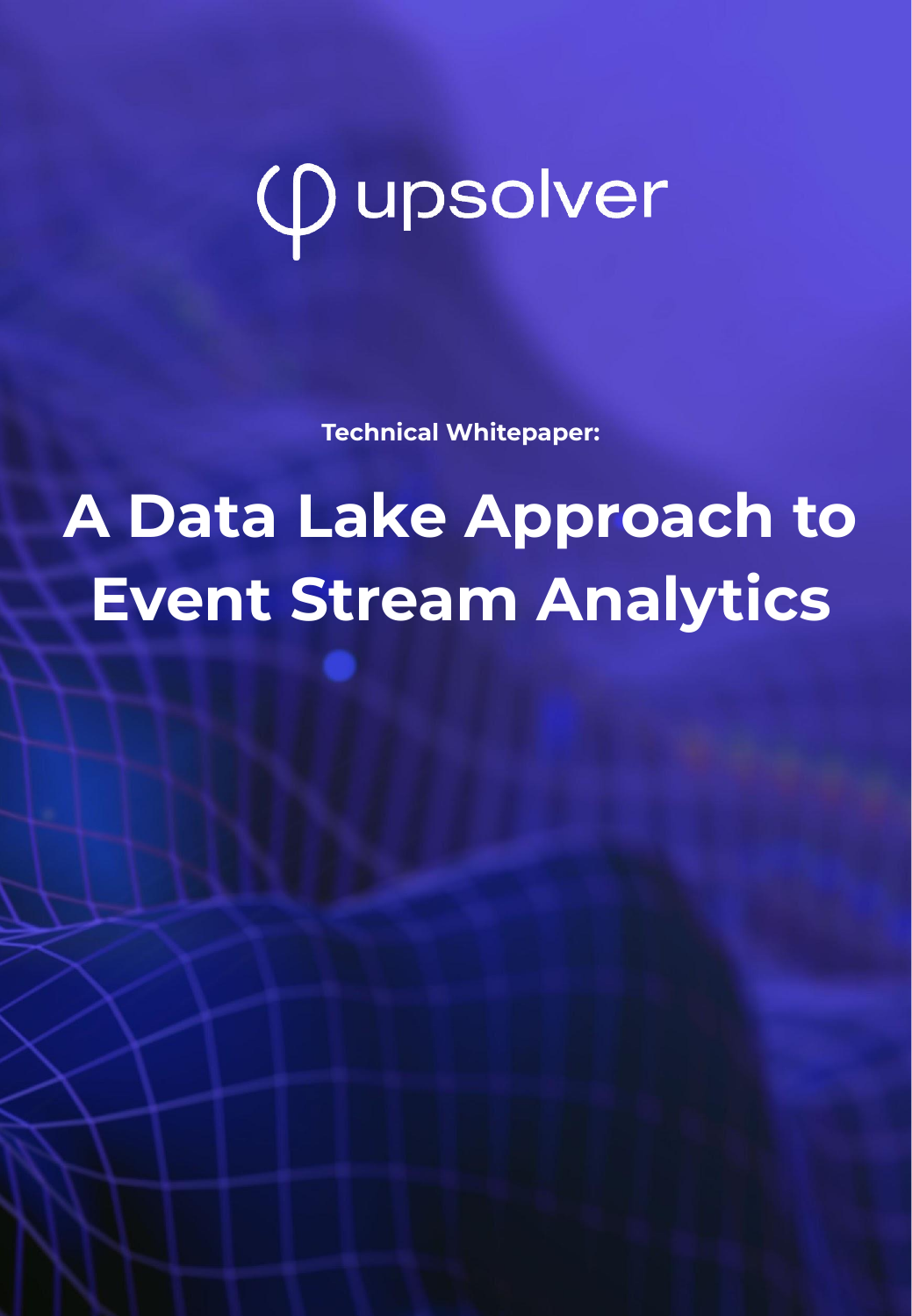upsolver

**Technical Whitepaper:**

# A Data Lake Approach to Event Stream Analytics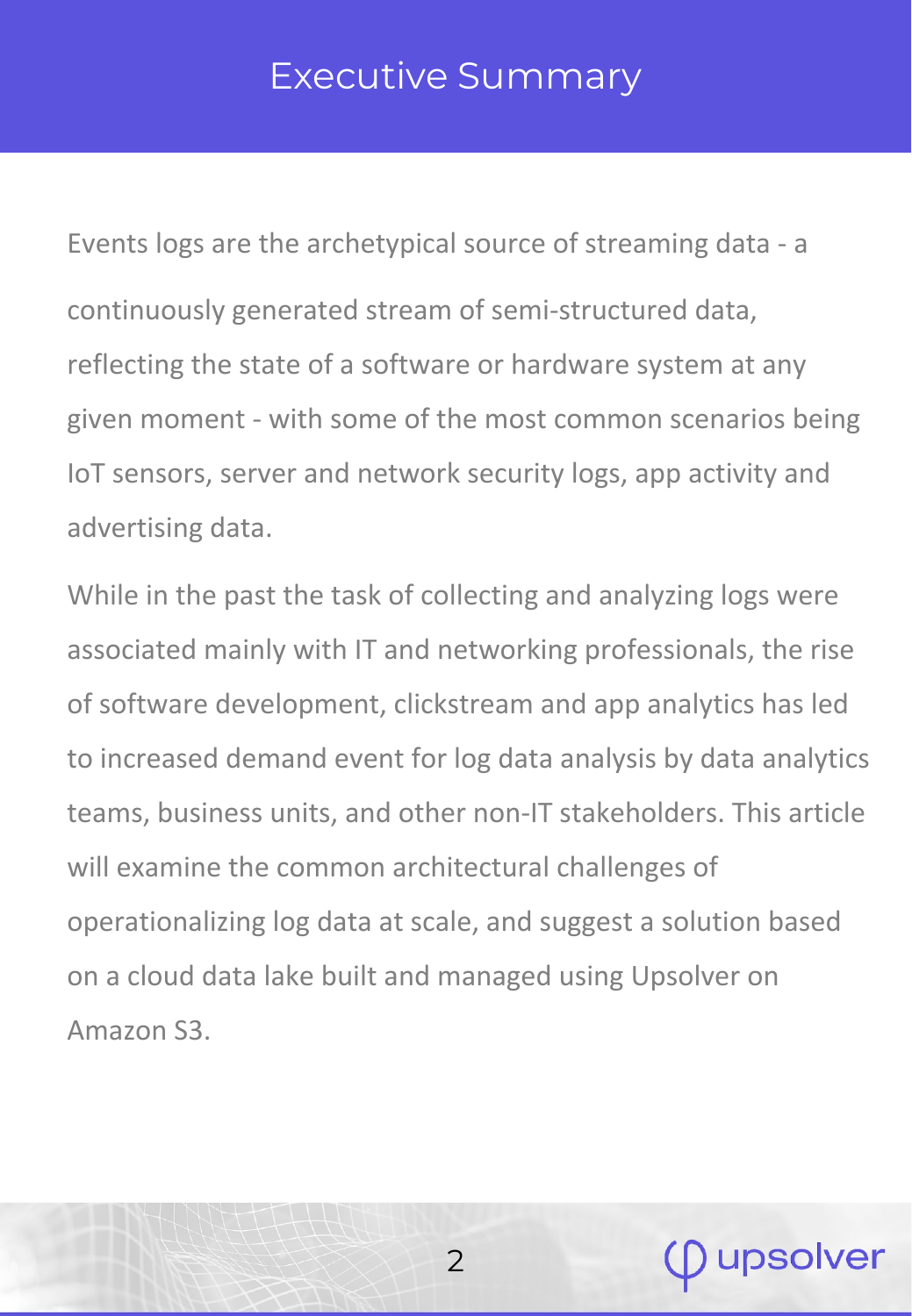# Executive Summary

Events logs are the archetypical source of streaming data - a continuously generated stream of semi-structured data, reflecting the state of a software or hardware system at any given moment - with some of the most common scenarios being IoT sensors, server and network security logs, app activity and advertising data.

While in the past the task of collecting and analyzing logs were associated mainly with IT and networking professionals, the rise of software development, clickstream and app analytics has led to increased demand event for log data analysis by data analytics teams, business units, and other non-IT stakeholders. This article will examine the common architectural challenges of operationalizing log data at scale, and suggest a solution based on a cloud data lake built and managed using Upsolver on Amazon S3.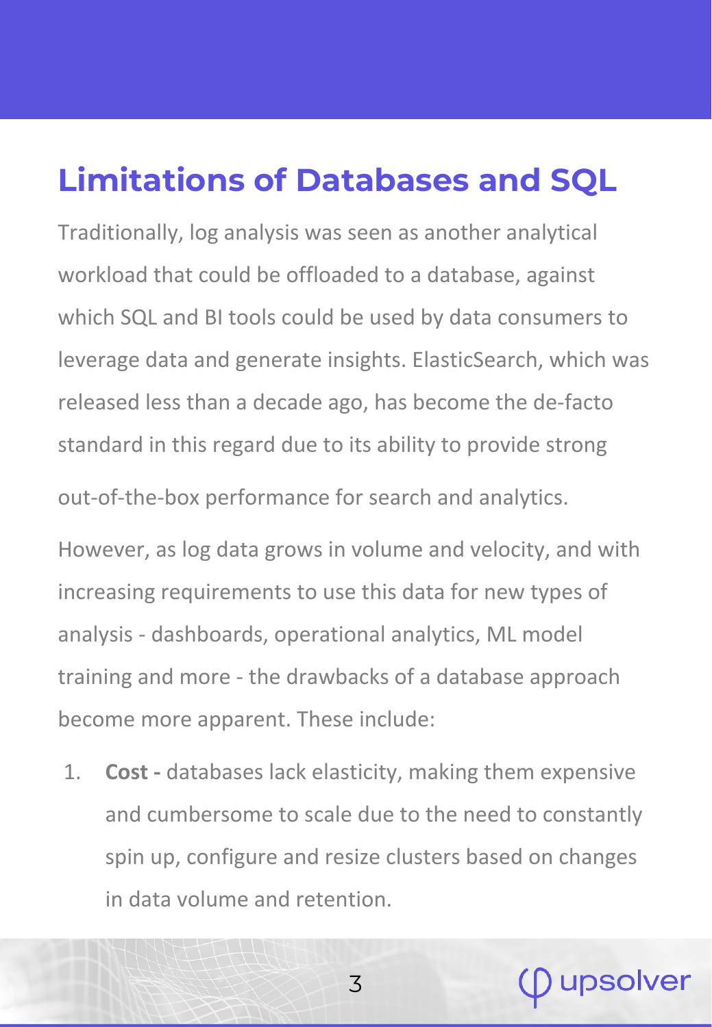# Limitations of Databases and SQL

Traditionally, log analysis was seen as another analytical workload that could be offloaded to a database, against which SQL and BI tools could be used by data consumers to leverage data and generate insights. ElasticSearch, which was released less than a decade ago, has become the de-facto standard in this regard due to its ability to provide strong out-of-the-box performance for search and analytics.

However, as log data grows in volume and velocity, and with increasing requirements to use this data for new types of analysis - dashboards, operational analytics, ML model training and more - the drawbacks of a database approach become more apparent. These include:

1. **Cost -** databases lack elasticity, making them expensive and cumbersome to scale due to the need to constantly spin up, configure and resize clusters based on changes in data volume and retention.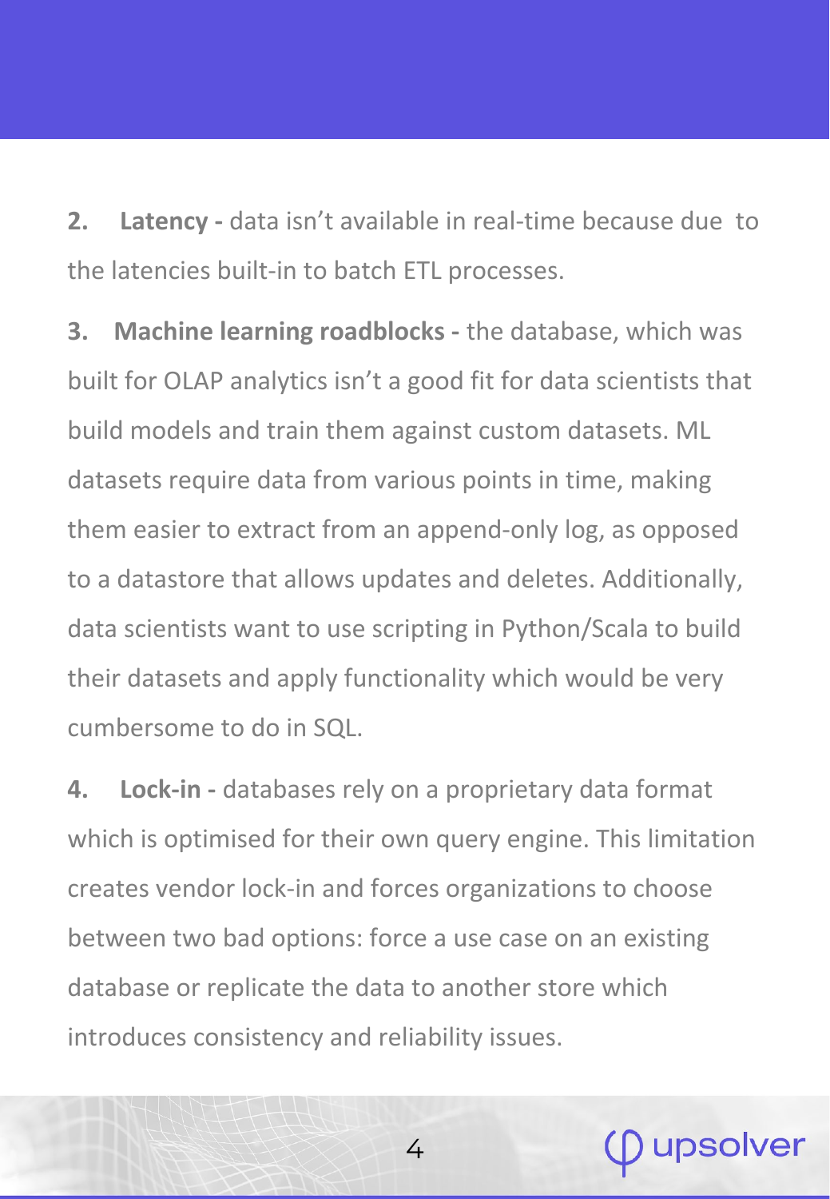2. **Latency -** data isn't available in real-time because due to the latencies built-in to batch ETL processes.

3. **Machine learning roadblocks -** the database, which was built for OLAP analytics isn't a good fit for data scientists that build models and train them against custom datasets. ML datasets require data from various points in time, making them easier to extract from an append-only log, as opposed to a datastore that allows updates and deletes. Additionally, data scientists want to use scripting in Python/Scala to build their datasets and apply functionality which would be very cumbersome to do in SQL.

4. **Lock-in -** databases rely on a proprietary data format which is optimised for their own query engine. This limitation creates vendor lock-in and forces organizations to choose between two bad options: force a use case on an existing database or replicate the data to another store which introduces consistency and reliability issues.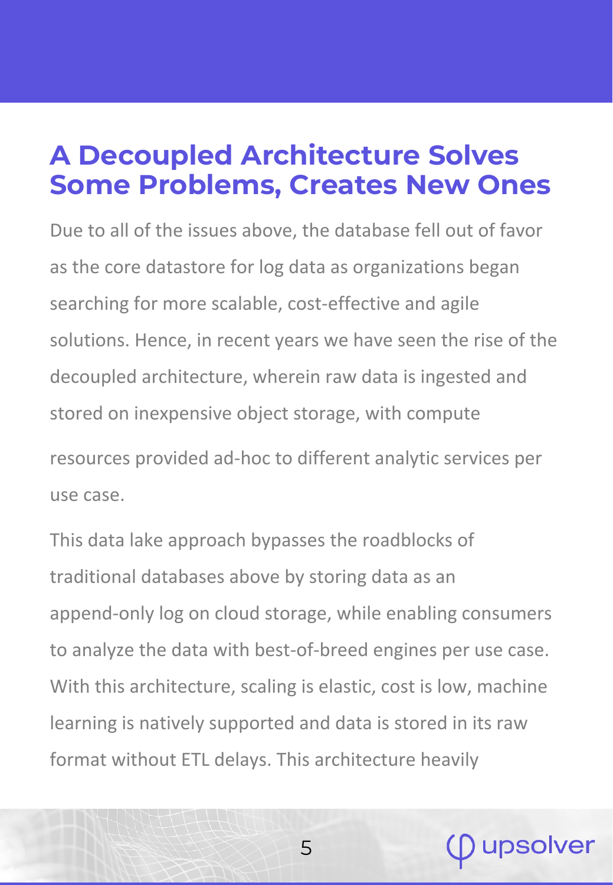## A Decoupled Architecture Solves Some Problems, Creates New Ones

Due to all of the issues above, the database fell out of favor as the core datastore for log data as organizations began searching for more scalable, cost-effective and agile solutions. Hence, in recent years we have seen the rise of the decoupled architecture, wherein raw data is ingested and stored on inexpensive object storage, with compute resources provided ad-hoc to different analytic services per use case.

This data lake approach bypasses the roadblocks of traditional databases above by storing data as an append-only log on cloud storage, while enabling consumers to analyze the data with best-of-breed engines per use case. With this architecture, scaling is elastic, cost is low, machine learning is natively supported and data is stored in its raw format without ETL delays. This architecture heavily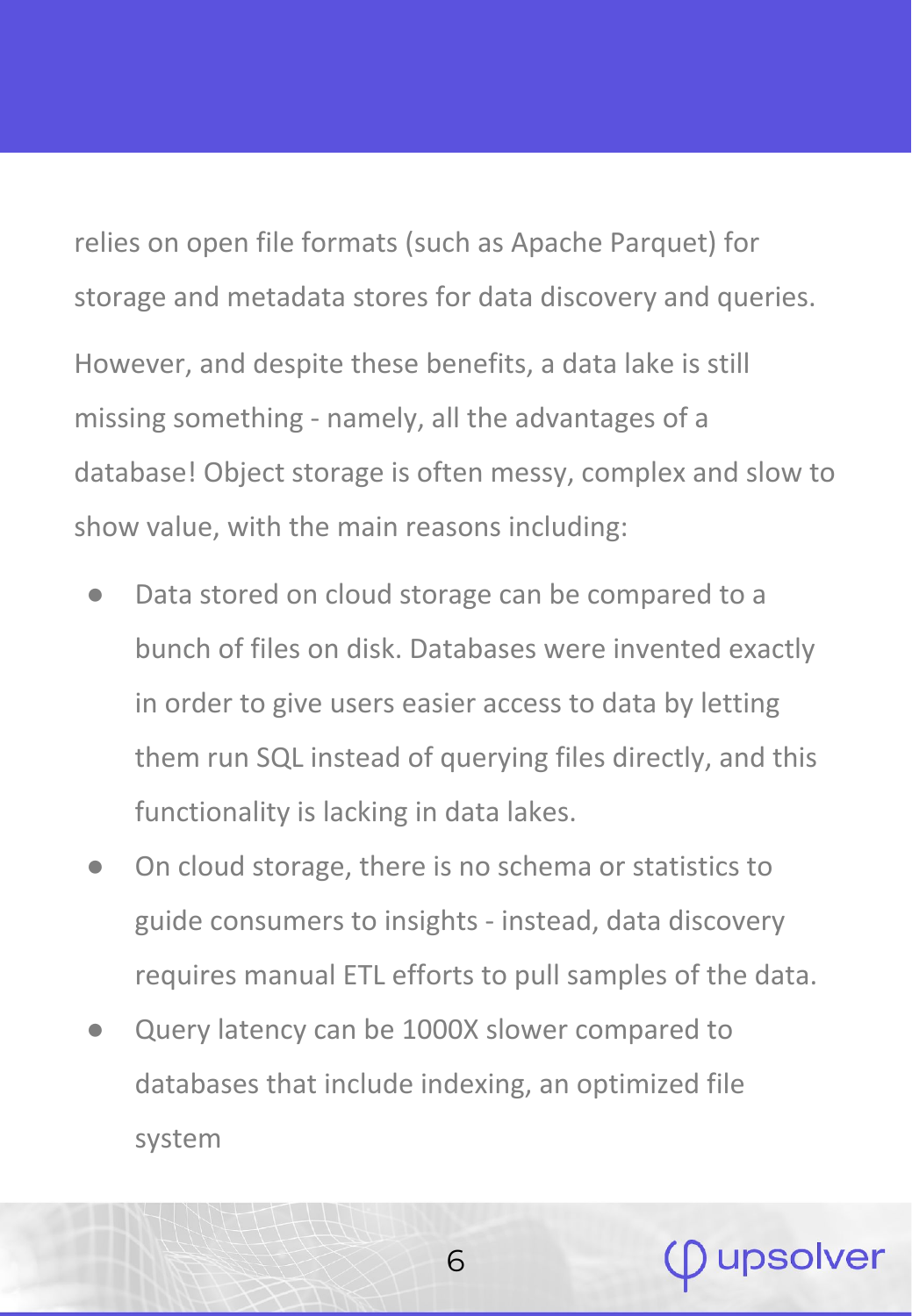relies on open file formats (such as Apache Parquet) for storage and metadata stores for data discovery and queries.

However, and despite these benefits, a data lake is still missing something - namely, all the advantages of a database! Object storage is often messy, complex and slow to show value, with the main reasons including:

- Data stored on cloud storage can be compared to a bunch of files on disk. Databases were invented exactly in order to give users easier access to data by letting them run SQL instead of querying files directly, and this functionality is lacking in data lakes.
- On cloud storage, there is no schema or statistics to guide consumers to insights - instead, data discovery requires manual ETL efforts to pull samples of the data.
- Query latency can be 1000X slower compared to databases that include indexing, an optimized file system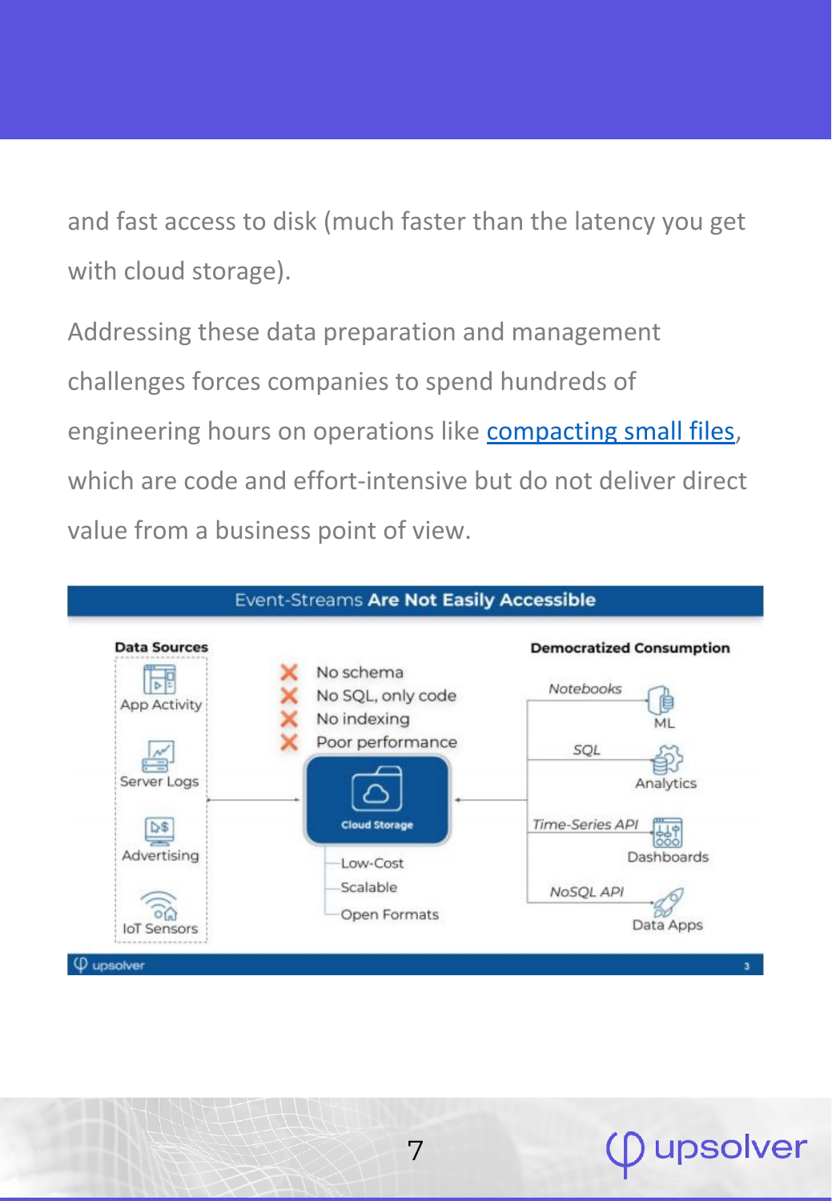and fast access to disk (much faster than the latency you get with cloud storage).

Addressing these data preparation and management challenges forces companies to spend hundreds of engineering hours on operations like compacting small files, which are code and effort-intensive but do not deliver direct value from a business point of view.

Event-Streams **Are Not Easily Accessible**

**Data Sources**
- App Activity
- Server Logs
- Advertising
- IoT Sensors

- ❌ No schema
- ❌ No SQL, only code
- ❌ No indexing
- ❌ Poor performance

Cloud Storage
- Low-Cost
- Scalable
- Open Formats

**Democratized Consumption**
- *Notebooks* — ML
- *SQL* — Analytics
- *Time-Series API* — Dashboards
- *NoSQL API* — Data Apps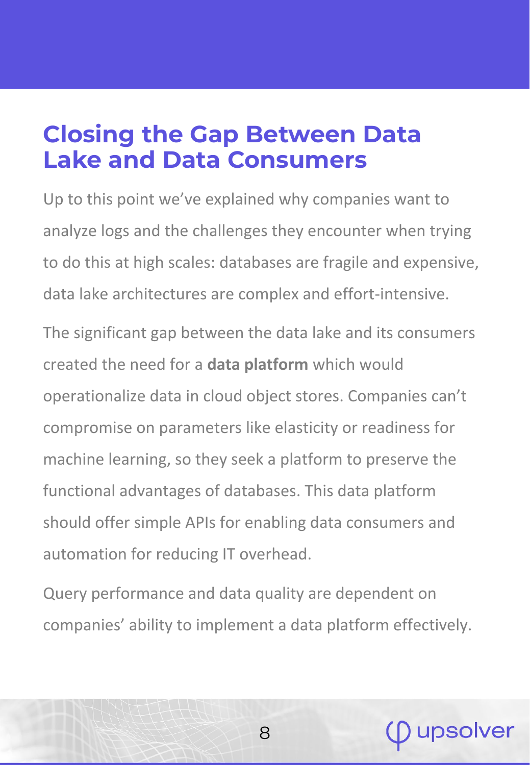# Closing the Gap Between Data Lake and Data Consumers

Up to this point we've explained why companies want to analyze logs and the challenges they encounter when trying to do this at high scales: databases are fragile and expensive, data lake architectures are complex and effort-intensive.

The significant gap between the data lake and its consumers created the need for a **data platform** which would operationalize data in cloud object stores. Companies can't compromise on parameters like elasticity or readiness for machine learning, so they seek a platform to preserve the functional advantages of databases. This data platform should offer simple APIs for enabling data consumers and automation for reducing IT overhead.

Query performance and data quality are dependent on companies' ability to implement a data platform effectively.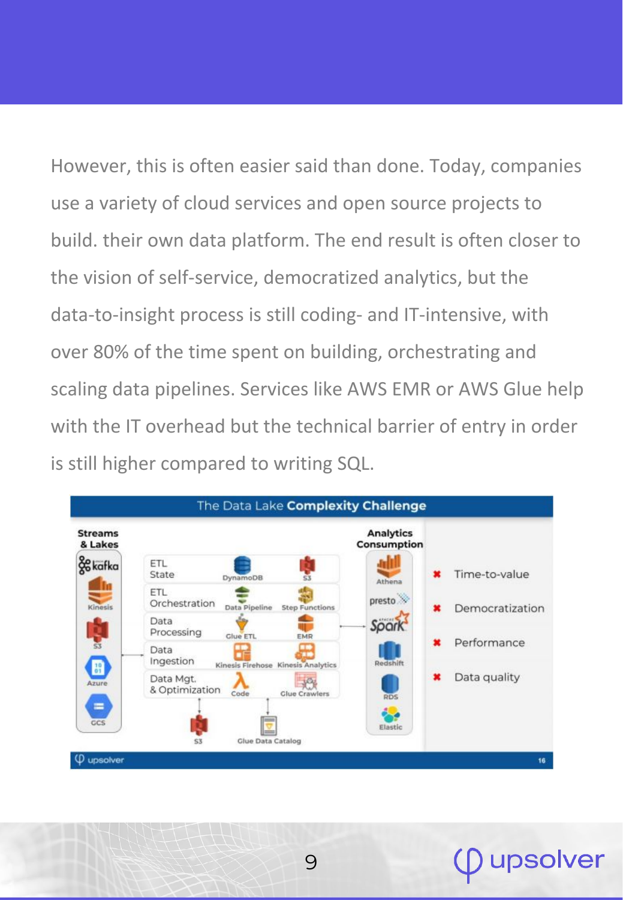However, this is often easier said than done. Today, companies use a variety of cloud services and open source projects to build. their own data platform. The end result is often closer to the vision of self-service, democratized analytics, but the data-to-insight process is still coding- and IT-intensive, with over 80% of the time spent on building, orchestrating and scaling data pipelines. Services like AWS EMR or AWS Glue help with the IT overhead but the technical barrier of entry in order is still higher compared to writing SQL.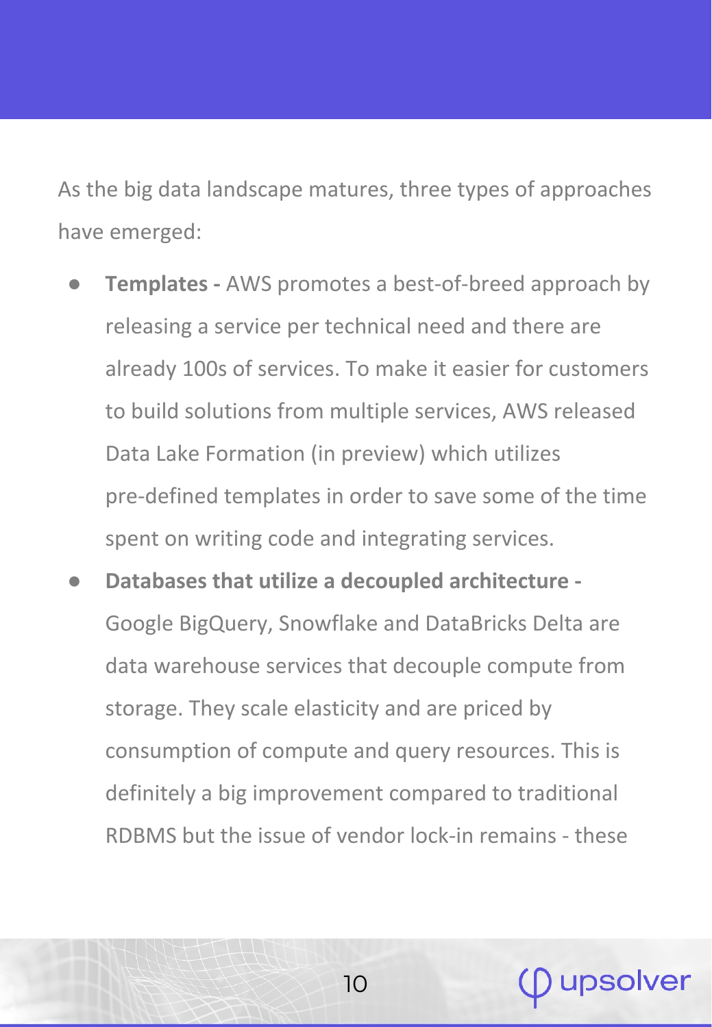As the big data landscape matures, three types of approaches have emerged:

- **Templates -** AWS promotes a best-of-breed approach by releasing a service per technical need and there are already 100s of services. To make it easier for customers to build solutions from multiple services, AWS released Data Lake Formation (in preview) which utilizes pre-defined templates in order to save some of the time spent on writing code and integrating services.
- **Databases that utilize a decoupled architecture -** Google BigQuery, Snowflake and DataBricks Delta are data warehouse services that decouple compute from storage. They scale elasticity and are priced by consumption of compute and query resources. This is definitely a big improvement compared to traditional RDBMS but the issue of vendor lock-in remains - these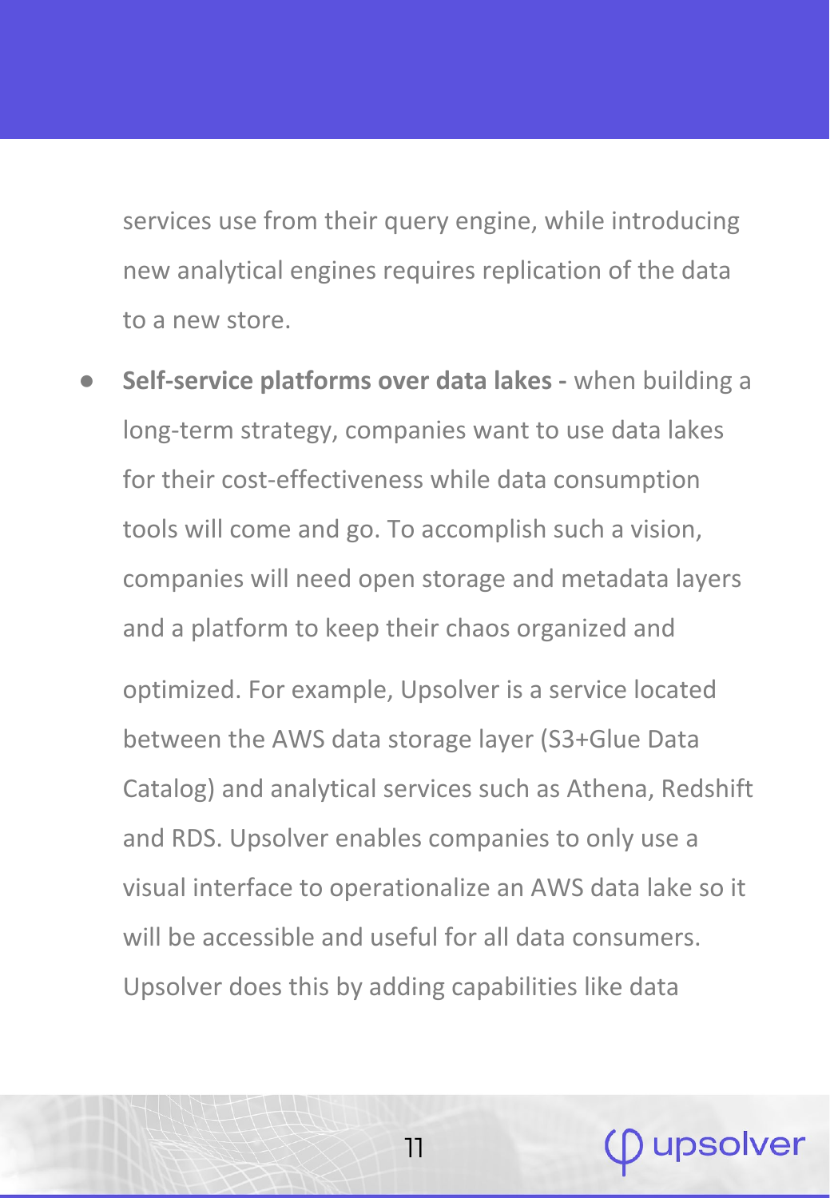services use from their query engine, while introducing new analytical engines requires replication of the data to a new store.

- **Self-service platforms over data lakes -** when building a long-term strategy, companies want to use data lakes for their cost-effectiveness while data consumption tools will come and go. To accomplish such a vision, companies will need open storage and metadata layers and a platform to keep their chaos organized and optimized. For example, Upsolver is a service located between the AWS data storage layer (S3+Glue Data Catalog) and analytical services such as Athena, Redshift and RDS. Upsolver enables companies to only use a visual interface to operationalize an AWS data lake so it will be accessible and useful for all data consumers. Upsolver does this by adding capabilities like data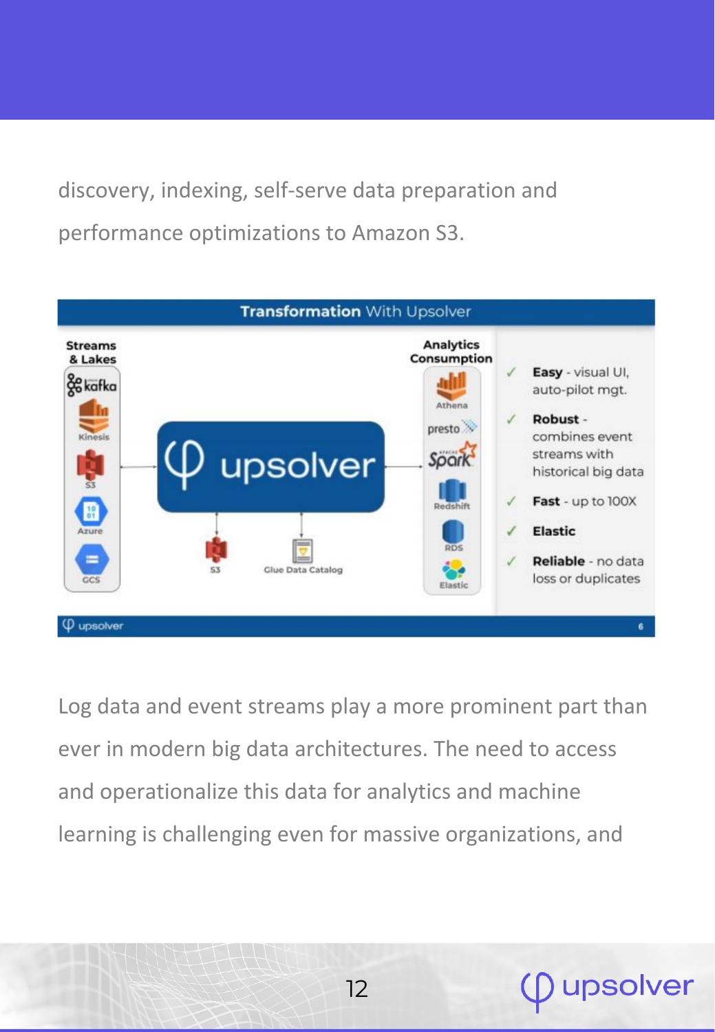discovery, indexing, self-serve data preparation and performance optimizations to Amazon S3.

**Transformation** With Upsolver

**Streams & Lakes**: kafka, Kinesis, S3, Azure, GCS

upsolver → S3, Glue Data Catalog

**Analytics Consumption**: Athena, presto, Spark, Redshift, RDS, Elastic

- ✓ **Easy** - visual UI, auto-pilot mgt.
- ✓ **Robust** - combines event streams with historical big data
- ✓ **Fast** - up to 100X
- ✓ **Elastic**
- ✓ **Reliable** - no data loss or duplicates

Log data and event streams play a more prominent part than ever in modern big data architectures. The need to access and operationalize this data for analytics and machine learning is challenging even for massive organizations, and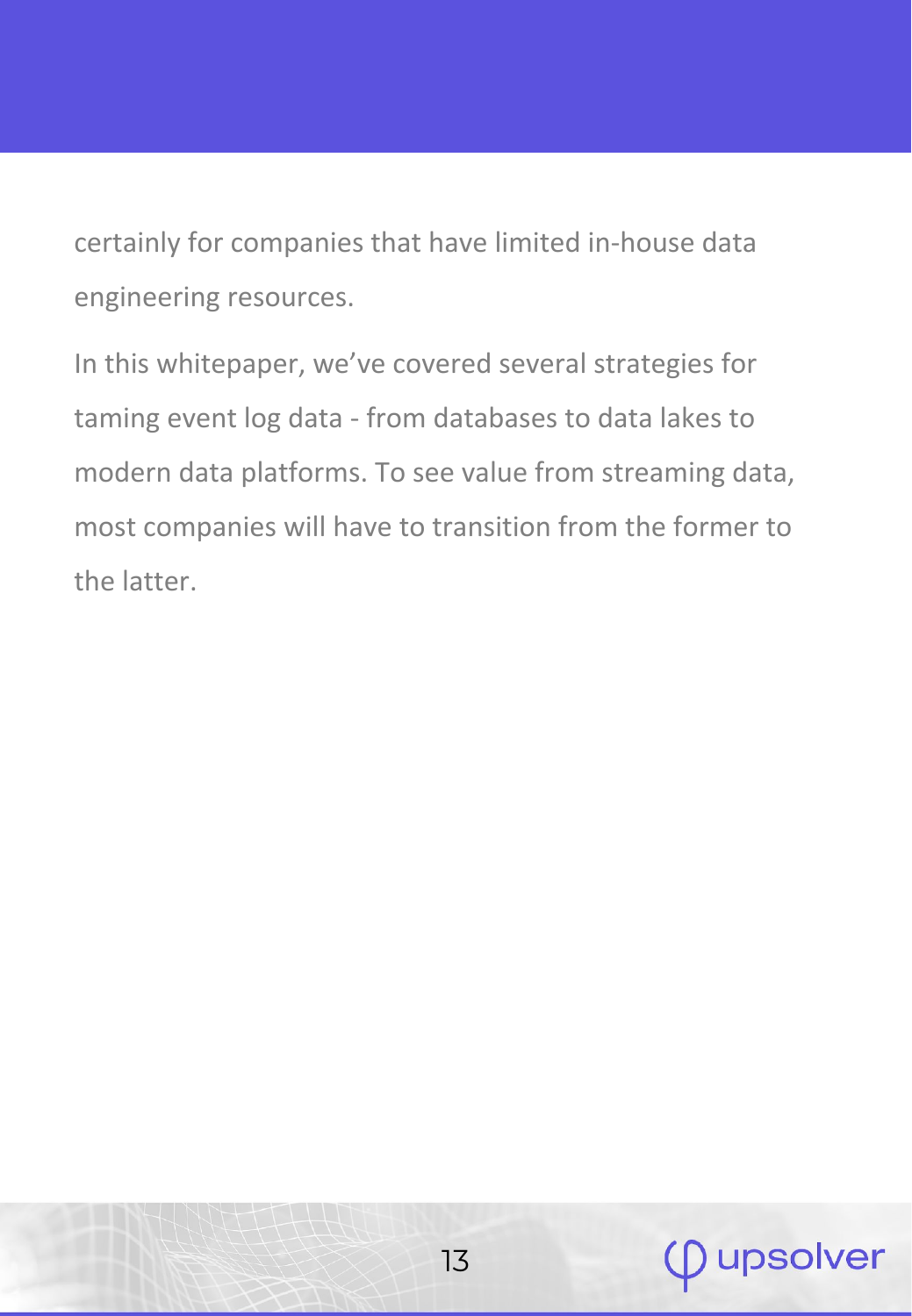certainly for companies that have limited in-house data engineering resources.

In this whitepaper, we’ve covered several strategies for taming event log data - from databases to data lakes to modern data platforms. To see value from streaming data, most companies will have to transition from the former to the latter.